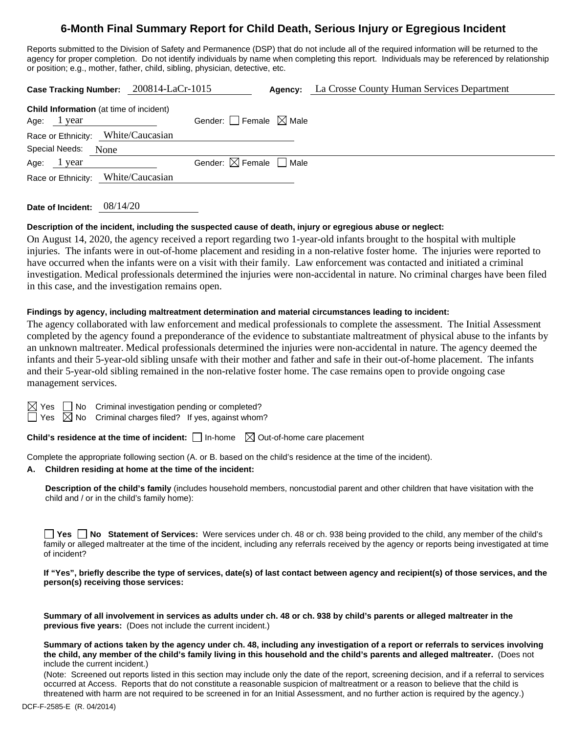# 6-Month Final Summary Report for Child Death, Serious Injury or Egregious Incident

Reports submitted to the Division of Safety and Permanence (DSP) that do not include all of the required information will be returned to the agency for proper completion. Do not identify individuals by name when completing this report. Individuals may be referenced by relationship or position; e.g., mother, father, child, sibling, physician, detective, etc.

**Case Tracking Number:** 200814-LaCr-1015 **Agency:** La Crosse County Human Services Department

**Child Information** (at time of incident)

Age: 1 year Gender: ☐ Female ☒ Male

Race or Ethnicity: White/Caucasian

Special Needs: None

Age: 1 year Gender: ☒ Female ☐ Male

Race or Ethnicity: White/Caucasian

**Date of Incident:** 08/14/20

**Description of the incident, including the suspected cause of death, injury or egregious abuse or neglect:**

On August 14, 2020, the agency received a report regarding two 1-year-old infants brought to the hospital with multiple injuries. The infants were in out-of-home placement and residing in a non-relative foster home. The injuries were reported to have occurred when the infants were on a visit with their family. Law enforcement was contacted and initiated a criminal investigation. Medical professionals determined the injuries were non-accidental in nature. No criminal charges have been filed in this case, and the investigation remains open.

**Findings by agency, including maltreatment determination and material circumstances leading to incident:**

The agency collaborated with law enforcement and medical professionals to complete the assessment. The Initial Assessment completed by the agency found a preponderance of the evidence to substantiate maltreatment of physical abuse to the infants by an unknown maltreater. Medical professionals determined the injuries were non-accidental in nature. The agency deemed the infants and their 5-year-old sibling unsafe with their mother and father and safe in their out-of-home placement. The infants and their 5-year-old sibling remained in the non-relative foster home. The case remains open to provide ongoing case management services.

☒ Yes ☐ No Criminal investigation pending or completed?

☐ Yes ☒ No Criminal charges filed? If yes, against whom?

**Child's residence at the time of incident:** ☐ In-home ☒ Out-of-home care placement

Complete the appropriate following section (A. or B. based on the child's residence at the time of the incident).

**A. Children residing at home at the time of the incident:**

**Description of the child's family** (includes household members, noncustodial parent and other children that have visitation with the child and / or in the child's family home):

☐ **Yes** ☐ **No Statement of Services:** Were services under ch. 48 or ch. 938 being provided to the child, any member of the child's family or alleged maltreater at the time of the incident, including any referrals received by the agency or reports being investigated at time of incident?

**If "Yes", briefly describe the type of services, date(s) of last contact between agency and recipient(s) of those services, and the person(s) receiving those services:**

**Summary of all involvement in services as adults under ch. 48 or ch. 938 by child's parents or alleged maltreater in the previous five years:** (Does not include the current incident.)

**Summary of actions taken by the agency under ch. 48, including any investigation of a report or referrals to services involving the child, any member of the child's family living in this household and the child's parents and alleged maltreater.** (Does not include the current incident.)

(Note: Screened out reports listed in this section may include only the date of the report, screening decision, and if a referral to services occurred at Access. Reports that do not constitute a reasonable suspicion of maltreatment or a reason to believe that the child is threatened with harm are not required to be screened in for an Initial Assessment, and no further action is required by the agency.)

DCF-F-2585-E (R. 04/2014)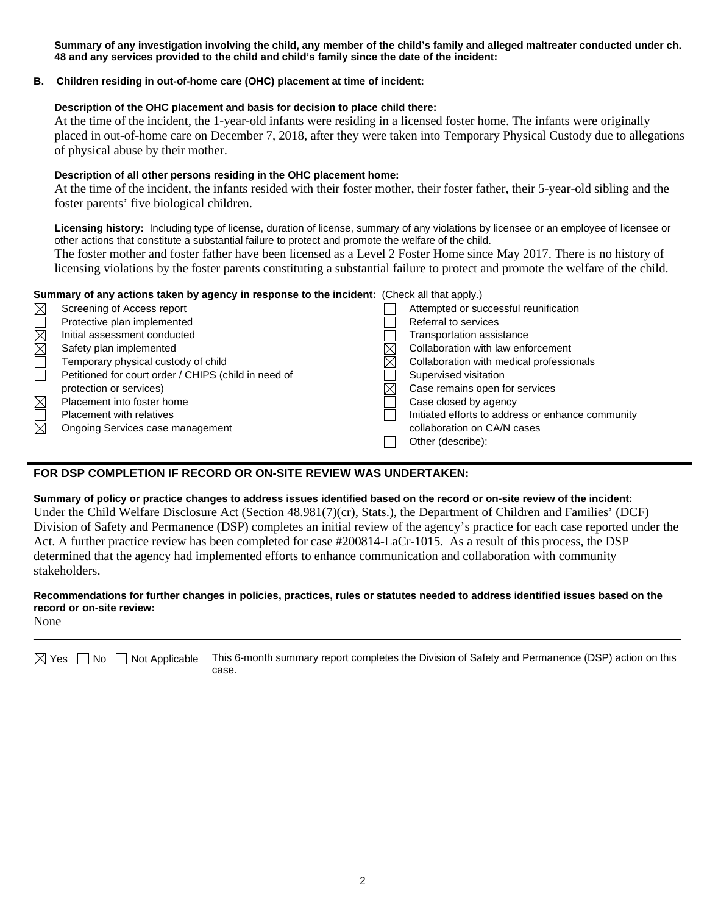**Summary of any investigation involving the child, any member of the child's family and alleged maltreater conducted under ch. 48 and any services provided to the child and child's family since the date of the incident:**

**B. Children residing in out-of-home care (OHC) placement at time of incident:**

**Description of the OHC placement and basis for decision to place child there:**

At the time of the incident, the 1-year-old infants were residing in a licensed foster home. The infants were originally placed in out-of-home care on December 7, 2018, after they were taken into Temporary Physical Custody due to allegations of physical abuse by their mother.

**Description of all other persons residing in the OHC placement home:**

At the time of the incident, the infants resided with their foster mother, their foster father, their 5-year-old sibling and the foster parents' five biological children.

**Licensing history:** Including type of license, duration of license, summary of any violations by licensee or an employee of licensee or other actions that constitute a substantial failure to protect and promote the welfare of the child.

The foster mother and foster father have been licensed as a Level 2 Foster Home since May 2017. There is no history of licensing violations by the foster parents constituting a substantial failure to protect and promote the welfare of the child.

**Summary of any actions taken by agency in response to the incident:** (Check all that apply.)

- ☒ Screening of Access report
- ☐ Protective plan implemented
- ☒ Initial assessment conducted
- ☒ Safety plan implemented
- ☐ Temporary physical custody of child
- ☐ Petitioned for court order / CHIPS (child in need of protection or services)
- ☒ Placement into foster home
- ☐ Placement with relatives
- ☒ Ongoing Services case management
- ☐ Attempted or successful reunification
- ☐ Referral to services
- ☐ Transportation assistance
- ☒ Collaboration with law enforcement
- ☒ Collaboration with medical professionals
- ☐ Supervised visitation
- ☒ Case remains open for services
- ☐ Case closed by agency
- ☐ Initiated efforts to address or enhance community collaboration on CA/N cases
- ☐ Other (describe):

## FOR DSP COMPLETION IF RECORD OR ON-SITE REVIEW WAS UNDERTAKEN:

**Summary of policy or practice changes to address issues identified based on the record or on-site review of the incident:**

Under the Child Welfare Disclosure Act (Section 48.981(7)(cr), Stats.), the Department of Children and Families' (DCF) Division of Safety and Permanence (DSP) completes an initial review of the agency's practice for each case reported under the Act. A further practice review has been completed for case #200814-LaCr-1015. As a result of this process, the DSP determined that the agency had implemented efforts to enhance communication and collaboration with community stakeholders.

**Recommendations for further changes in policies, practices, rules or statutes needed to address identified issues based on the record or on-site review:**

None

☒ Yes ☐ No ☐ Not Applicable This 6-month summary report completes the Division of Safety and Permanence (DSP) action on this case.